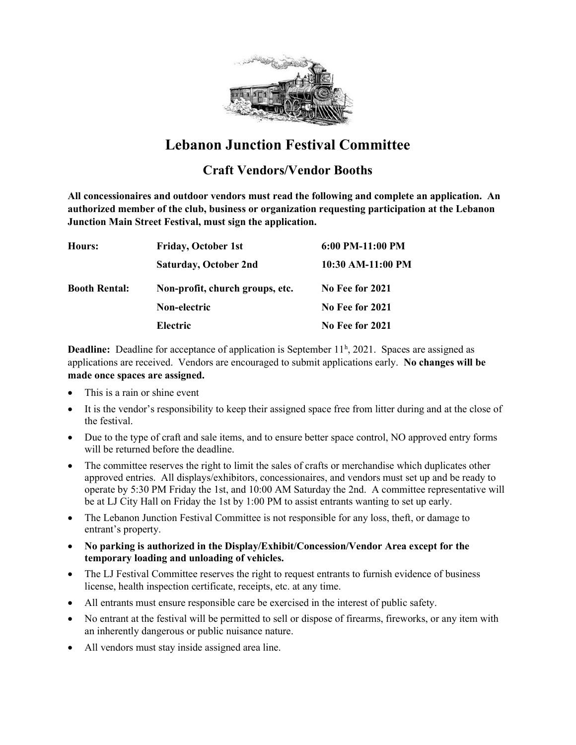# Lebanon Junction Festival Committee

## Craft Vendors/Vendor Booths

**All concessionaires and outdoor vendors must read the following and complete an application. An authorized member of the club, business or organization requesting participation at the Lebanon Junction Main Street Festival, must sign the application.**

| | | |
|---|---|---|
| **Hours:** | **Friday, October 1st** | **6:00 PM-11:00 PM** |
| | **Saturday, October 2nd** | **10:30 AM-11:00 PM** |
| **Booth Rental:** | **Non-profit, church groups, etc.** | **No Fee for 2021** |
| | **Non-electric** | **No Fee for 2021** |
| | **Electric** | **No Fee for 2021** |

**Deadline:** Deadline for acceptance of application is September 11h, 2021. Spaces are assigned as applications are received. Vendors are encouraged to submit applications early. **No changes will be made once spaces are assigned.**

- This is a rain or shine event
- It is the vendor's responsibility to keep their assigned space free from litter during and at the close of the festival.
- Due to the type of craft and sale items, and to ensure better space control, NO approved entry forms will be returned before the deadline.
- The committee reserves the right to limit the sales of crafts or merchandise which duplicates other approved entries. All displays/exhibitors, concessionaires, and vendors must set up and be ready to operate by 5:30 PM Friday the 1st, and 10:00 AM Saturday the 2nd. A committee representative will be at LJ City Hall on Friday the 1st by 1:00 PM to assist entrants wanting to set up early.
- The Lebanon Junction Festival Committee is not responsible for any loss, theft, or damage to entrant's property.
- **No parking is authorized in the Display/Exhibit/Concession/Vendor Area except for the temporary loading and unloading of vehicles.**
- The LJ Festival Committee reserves the right to request entrants to furnish evidence of business license, health inspection certificate, receipts, etc. at any time.
- All entrants must ensure responsible care be exercised in the interest of public safety.
- No entrant at the festival will be permitted to sell or dispose of firearms, fireworks, or any item with an inherently dangerous or public nuisance nature.
- All vendors must stay inside assigned area line.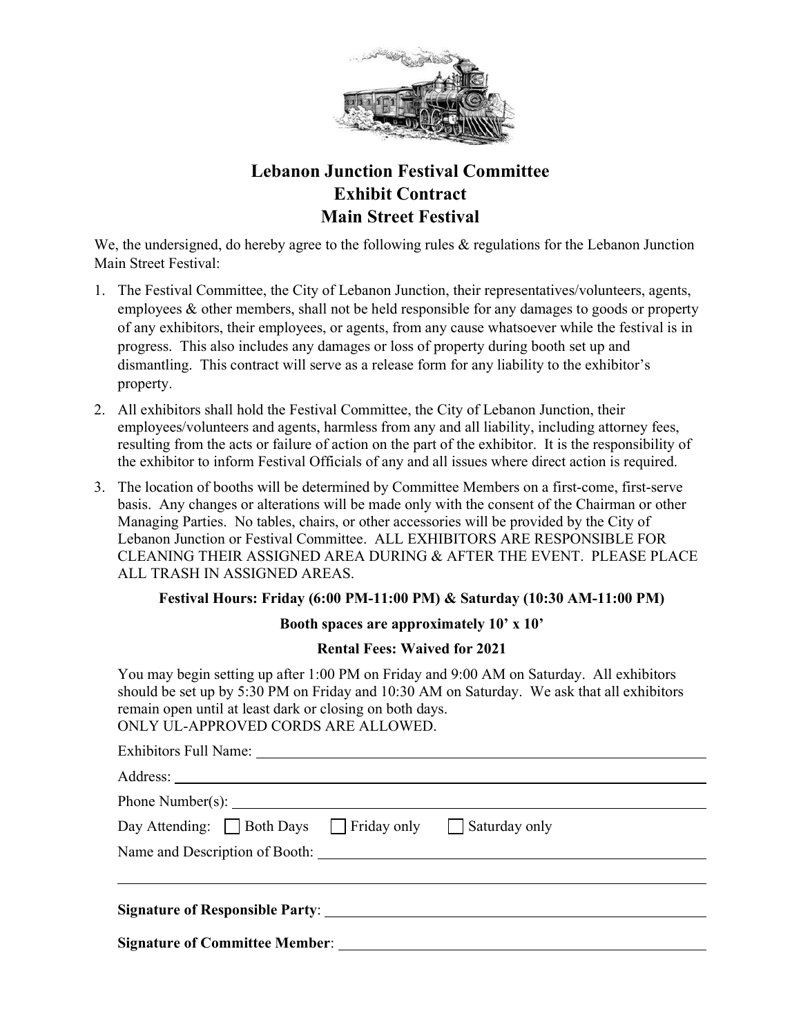# Lebanon Junction Festival Committee
# Exhibit Contract
# Main Street Festival

We, the undersigned, do hereby agree to the following rules & regulations for the Lebanon Junction Main Street Festival:

1. The Festival Committee, the City of Lebanon Junction, their representatives/volunteers, agents, employees & other members, shall not be held responsible for any damages to goods or property of any exhibitors, their employees, or agents, from any cause whatsoever while the festival is in progress. This also includes any damages or loss of property during booth set up and dismantling. This contract will serve as a release form for any liability to the exhibitor's property.
2. All exhibitors shall hold the Festival Committee, the City of Lebanon Junction, their employees/volunteers and agents, harmless from any and all liability, including attorney fees, resulting from the acts or failure of action on the part of the exhibitor. It is the responsibility of the exhibitor to inform Festival Officials of any and all issues where direct action is required.
3. The location of booths will be determined by Committee Members on a first-come, first-serve basis. Any changes or alterations will be made only with the consent of the Chairman or other Managing Parties. No tables, chairs, or other accessories will be provided by the City of Lebanon Junction or Festival Committee. ALL EXHIBITORS ARE RESPONSIBLE FOR CLEANING THEIR ASSIGNED AREA DURING & AFTER THE EVENT. PLEASE PLACE ALL TRASH IN ASSIGNED AREAS.

**Festival Hours: Friday (6:00 PM-11:00 PM) & Saturday (10:30 AM-11:00 PM)**

**Booth spaces are approximately 10' x 10'**

**Rental Fees: Waived for 2021**

You may begin setting up after 1:00 PM on Friday and 9:00 AM on Saturday. All exhibitors should be set up by 5:30 PM on Friday and 10:30 AM on Saturday. We ask that all exhibitors remain open until at least dark or closing on both days.
ONLY UL-APPROVED CORDS ARE ALLOWED.

Exhibitors Full Name: ______________________________

Address: ______________________________

Phone Number(s): ______________________________

Day Attending: ☐ Both Days ☐ Friday only ☐ Saturday only

Name and Description of Booth: ______________________________

______________________________

**Signature of Responsible Party**: ______________________________

**Signature of Committee Member**: ______________________________